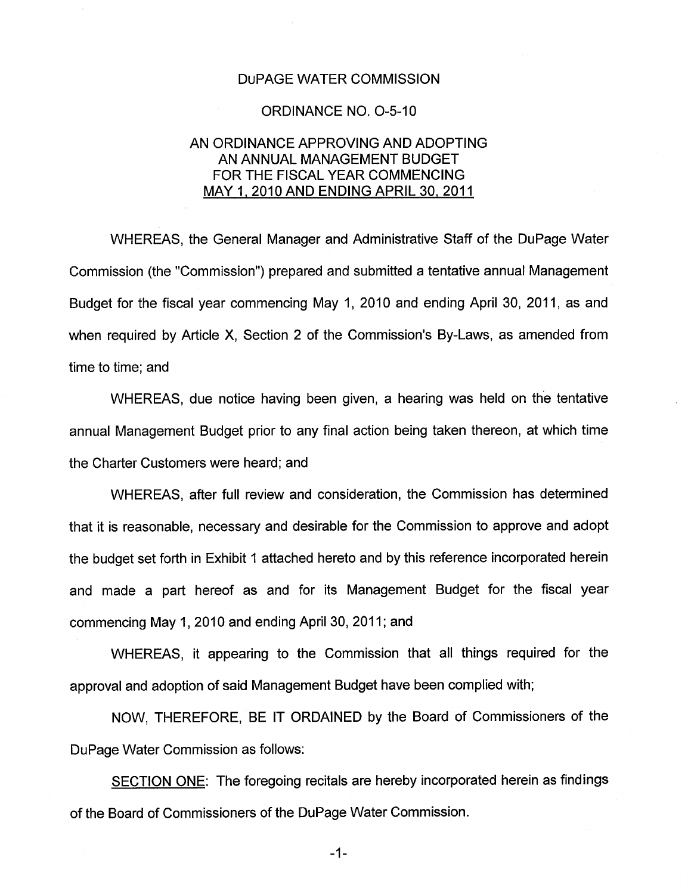# DuPAGE WATER COMMISSION

## ORDINANCE NO. O-5-10

## AN ORDINANCE APPROVING AND ADOPTING AN ANNUAL MANAGEMENT BUDGET FOR THE FISCAL YEAR COMMENCING MAY 1, 2010 AND ENDING APRIL 30, 2011

WHEREAS, the General Manager and Administrative Staff of the DuPage Water Commission (the "Commission") prepared and submitted a tentative annual Management Budget for the fiscal year commencing May 1, 2010 and ending April 30, 2011, as and when required by Article X, Section 2 of the Commission's By-Laws, as amended from time to time; and

WHEREAS, due notice having been given, a hearing was held on the tentative annual Management Budget prior to any final action being taken thereon, at which time the Charter Customers were heard; and

WHEREAS, after full review and consideration, the Commission has determined that it is reasonable, necessary and desirable for the Commission to approve and adopt the budget set forth in Exhibit 1 attached hereto and by this reference incorporated herein and made a part hereof as and for its Management Budget for the fiscal year commencing May 1, 2010 and ending April 30, 2011; and

WHEREAS, it appearing to the Commission that all things required for the approval and adoption of said Management Budget have been complied with;

NOW, THEREFORE, BE IT ORDAINED by the Board of Commissioners of the DuPage Water Commission as follows:

SECTION ONE: The foregoing recitals are hereby incorporated herein as findings of the Board of Commissioners of the DuPage Water Commission.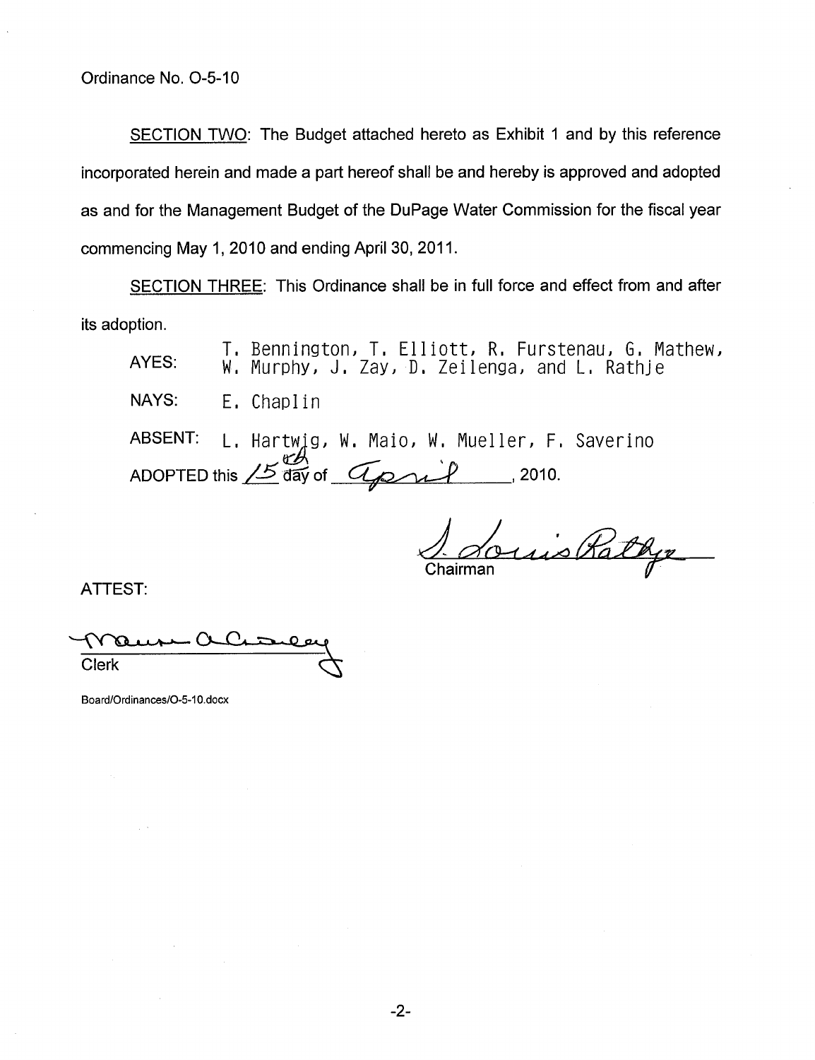Ordinance No. O-5-10

<u>SECTION TWO</u>: The Budget attached hereto as Exhibit 1 and by this reference incorporated herein and made a part hereof shall be and hereby is approved and adopted as and for the Management Budget of the DuPage Water Commission for the fiscal year commencing May 1, 2010 and ending April 30, 2011.

<u>SECTION THREE</u>: This Ordinance shall be in full force and effect from and after its adoption.

AYES: T. Bennington, T. Elliott, R. Furstenau, G. Mathew, W. Murphy, J. Zay, D. Zeilenga, and L. Rathje

NAYS: E. Chaplin

ABSENT: L. Hartwig, W. Maio, W. Mueller, F. Saverino

ADOPTED this 15th day of April, 2010.

Chairman

ATTEST:

Clerk

Board/Ordinances/O-5-10.docx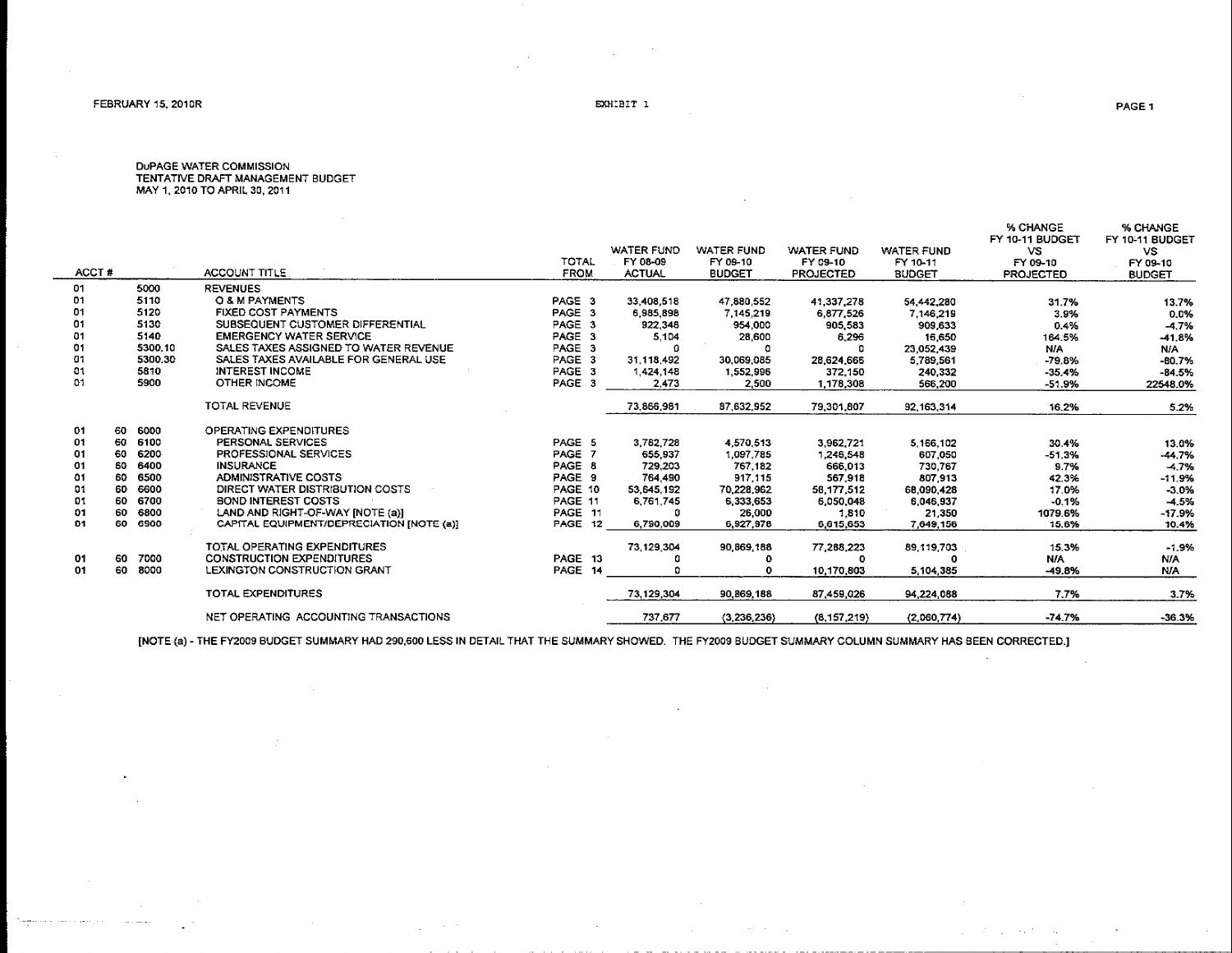DuPAGE WATER COMMISSION
TENTATIVE DRAFT MANAGEMENT BUDGET
MAY 1, 2010 TO APRIL 30, 2011

| ACCT # | | | ACCOUNT TITLE | TOTAL FROM | WATER FUND FY 08-09 ACTUAL | WATER FUND FY 09-10 BUDGET | WATER FUND FY 09-10 PROJECTED | WATER FUND FY 10-11 BUDGET | % CHANGE FY 10-11 BUDGET VS FY 09-10 PROJECTED | % CHANGE FY 10-11 BUDGET VS FY 09-10 BUDGET |
|---|---|---|---|---|---|---|---|---|---|---|
| 01 | | 5000 | REVENUES | | | | | | | |
| 01 | | 5110 | O & M PAYMENTS | PAGE 3 | 33,408,518 | 47,880,552 | 41,337,278 | 54,442,280 | 31.7% | 13.7% |
| 01 | | 5120 | FIXED COST PAYMENTS | PAGE 3 | 6,985,898 | 7,145,219 | 6,877,526 | 7,146,219 | 3.9% | 0.0% |
| 01 | | 5130 | SUBSEQUENT CUSTOMER DIFFERENTIAL | PAGE 3 | 922,348 | 954,000 | 905,583 | 909,633 | 0.4% | -4.7% |
| 01 | | 5140 | EMERGENCY WATER SERVICE | PAGE 3 | 5,104 | 28,600 | 6,296 | 16,650 | 164.5% | -41.8% |
| 01 | | 5300.10 | SALES TAXES ASSIGNED TO WATER REVENUE | PAGE 3 | 0 | 0 | 0 | 23,052,439 | N/A | N/A |
| 01 | | 5300.30 | SALES TAXES AVAILABLE FOR GENERAL USE | PAGE 3 | 31,118,492 | 30,069,085 | 28,624,666 | 5,789,561 | -79.8% | -80.7% |
| 01 | | 5810 | INTEREST INCOME | PAGE 3 | 1,424,148 | 1,552,996 | 372,150 | 240,332 | -35.4% | -84.5% |
| 01 | | 5900 | OTHER INCOME | PAGE 3 | 2,473 | 2,500 | 1,178,308 | 566,200 | -51.9% | 22548.0% |
| | | | TOTAL REVENUE | | 73,866,981 | 87,632,952 | 79,301,807 | 92,163,314 | 16.2% | 5.2% |
| 01 | 60 | 6000 | OPERATING EXPENDITURES | | | | | | | |
| 01 | 60 | 6100 | PERSONAL SERVICES | PAGE 5 | 3,782,728 | 4,570,513 | 3,962,721 | 5,166,102 | 30.4% | 13.0% |
| 01 | 60 | 6200 | PROFESSIONAL SERVICES | PAGE 7 | 655,937 | 1,097,785 | 1,246,548 | 607,050 | -51.3% | -44.7% |
| 01 | 60 | 6400 | INSURANCE | PAGE 8 | 729,203 | 767,182 | 666,013 | 730,767 | 9.7% | -4.7% |
| 01 | 60 | 6500 | ADMINISTRATIVE COSTS | PAGE 9 | 764,490 | 917,115 | 567,918 | 807,913 | 42.3% | -11.9% |
| 01 | 60 | 6600 | DIRECT WATER DISTRIBUTION COSTS | PAGE 10 | 53,645,192 | 70,228,962 | 58,177,512 | 68,090,428 | 17.0% | -3.0% |
| 01 | 60 | 6700 | BOND INTEREST COSTS | PAGE 11 | 6,761,745 | 6,333,653 | 6,050,048 | 6,046,937 | -0.1% | -4.5% |
| 01 | 60 | 6800 | LAND AND RIGHT-OF-WAY [NOTE (a)] | PAGE 11 | 0 | 26,000 | 1,810 | 21,350 | 1079.6% | -17.9% |
| 01 | 60 | 6900 | CAPITAL EQUIPMENT/DEPRECIATION [NOTE (a)] | PAGE 12 | 6,790,009 | 6,927,978 | 6,615,653 | 7,649,156 | 15.6% | 10.4% |
| | | | TOTAL OPERATING EXPENDITURES | | 73,129,304 | 90,869,188 | 77,288,223 | 89,119,703 | 15.3% | -1.9% |
| 01 | 60 | 7000 | CONSTRUCTION EXPENDITURES | PAGE 13 | 0 | 0 | 0 | 0 | N/A | N/A |
| 01 | 60 | 8000 | LEXINGTON CONSTRUCTION GRANT | PAGE 14 | 0 | 0 | 10,170,803 | 5,104,385 | -49.8% | N/A |
| | | | TOTAL EXPENDITURES | | 73,129,304 | 90,869,188 | 87,459,026 | 94,224,088 | 7.7% | 3.7% |
| | | | NET OPERATING ACCOUNTING TRANSACTIONS | | 737,677 | (3,236,236) | (8,157,219) | (2,060,774) | -74.7% | -36.3% |

[NOTE (a) - THE FY2009 BUDGET SUMMARY HAD 290,600 LESS IN DETAIL THAT THE SUMMARY SHOWED. THE FY2009 BUDGET SUMMARY COLUMN SUMMARY HAS BEEN CORRECTED.]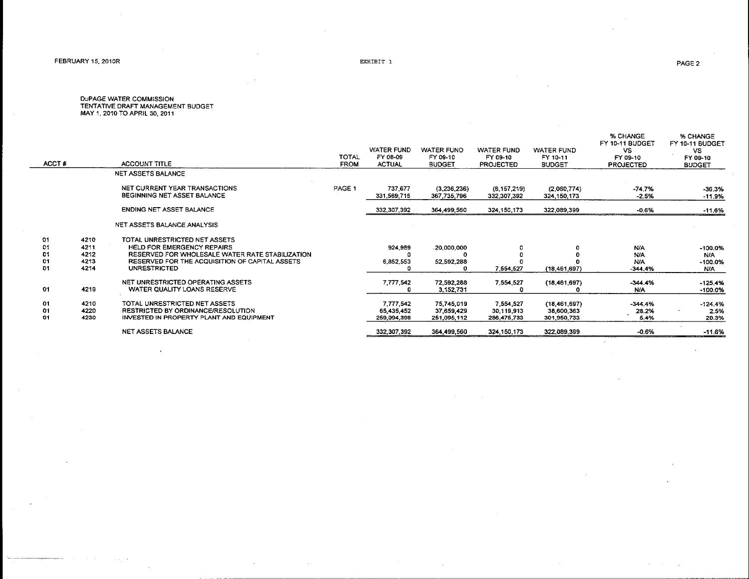FEBRUARY 15, 2010R

EXHIBIT 1

DuPAGE WATER COMMISSION
TENTATIVE DRAFT MANAGEMENT BUDGET
MAY 1, 2010 TO APRIL 30, 2011

| ACCT # | | ACCOUNT TITLE | TOTAL FROM | WATER FUND FY 08-09 ACTUAL | WATER FUND FY 09-10 BUDGET | WATER FUND FY 09-10 PROJECTED | WATER FUND FY 10-11 BUDGET | % CHANGE FY 10-11 BUDGET VS FY 09-10 PROJECTED | % CHANGE FY 10-11 BUDGET VS FY 09-10 BUDGET |
|---|---|---|---|---|---|---|---|---|---|
| | | NET ASSETS BALANCE | | | | | | | |
| | | NET CURRENT YEAR TRANSACTIONS | PAGE 1 | 737,677 | (3,236,236) | (8,157,219) | (2,060,774) | -74.7% | -36.3% |
| | | BEGINNING NET ASSET BALANCE | | 331,569,715 | 367,735,796 | 332,307,392 | 324,150,173 | -2.5% | -11.9% |
| | | ENDING NET ASSET BALANCE | | 332,307,392 | 364,499,560 | 324,150,173 | 322,089,399 | -0.6% | -11.6% |
| | | NET ASSETS BALANCE ANALYSIS | | | | | | | |
| 01 | 4210 | TOTAL UNRESTRICTED NET ASSETS | | | | | | | |
| 01 | 4211 | HELD FOR EMERGENCY REPAIRS | | 924,989 | 20,000,000 | 0 | 0 | N/A | -100.0% |
| 01 | 4212 | RESERVED FOR WHOLESALE WATER RATE STABILIZATION | | 0 | 0 | 0 | 0 | N/A | N/A |
| 01 | 4213 | RESERVED FOR THE ACQUISITION OF CAPITAL ASSETS | | 6,852,553 | 52,592,288 | 0 | 0 | N/A | -100.0% |
| 01 | 4214 | UNRESTRICTED | | 0 | 0 | 7,554,527 | (18,461,697) | -344.4% | N/A |
| | | NET UNRESTRICTED OPERATING ASSETS | | 7,777,542 | 72,592,288 | 7,554,527 | (18,461,697) | -344.4% | -125.4% |
| 01 | 4219 | WATER QUALITY LOANS RESERVE | | 0 | 3,152,731 | 0 | 0 | N/A | -100.0% |
| 01 | 4210 | TOTAL UNRESTRICTED NET ASSETS | | 7,777,542 | 75,745,019 | 7,554,527 | (18,461,697) | -344.4% | -124.4% |
| 01 | 4220 | RESTRICTED BY ORDINANCE/RESOLUTION | | 65,435,452 | 37,659,429 | 30,119,913 | 38,600,363 | 28.2% | 2.5% |
| 01 | 4230 | INVESTED IN PROPERTY PLANT AND EQUIPMENT | | 259,094,398 | 251,095,112 | 286,475,733 | 301,950,733 | 5.4% | 20.3% |
| | | NET ASSETS BALANCE | | 332,307,392 | 364,499,560 | 324,150,173 | 322,089,399 | -0.6% | -11.6% |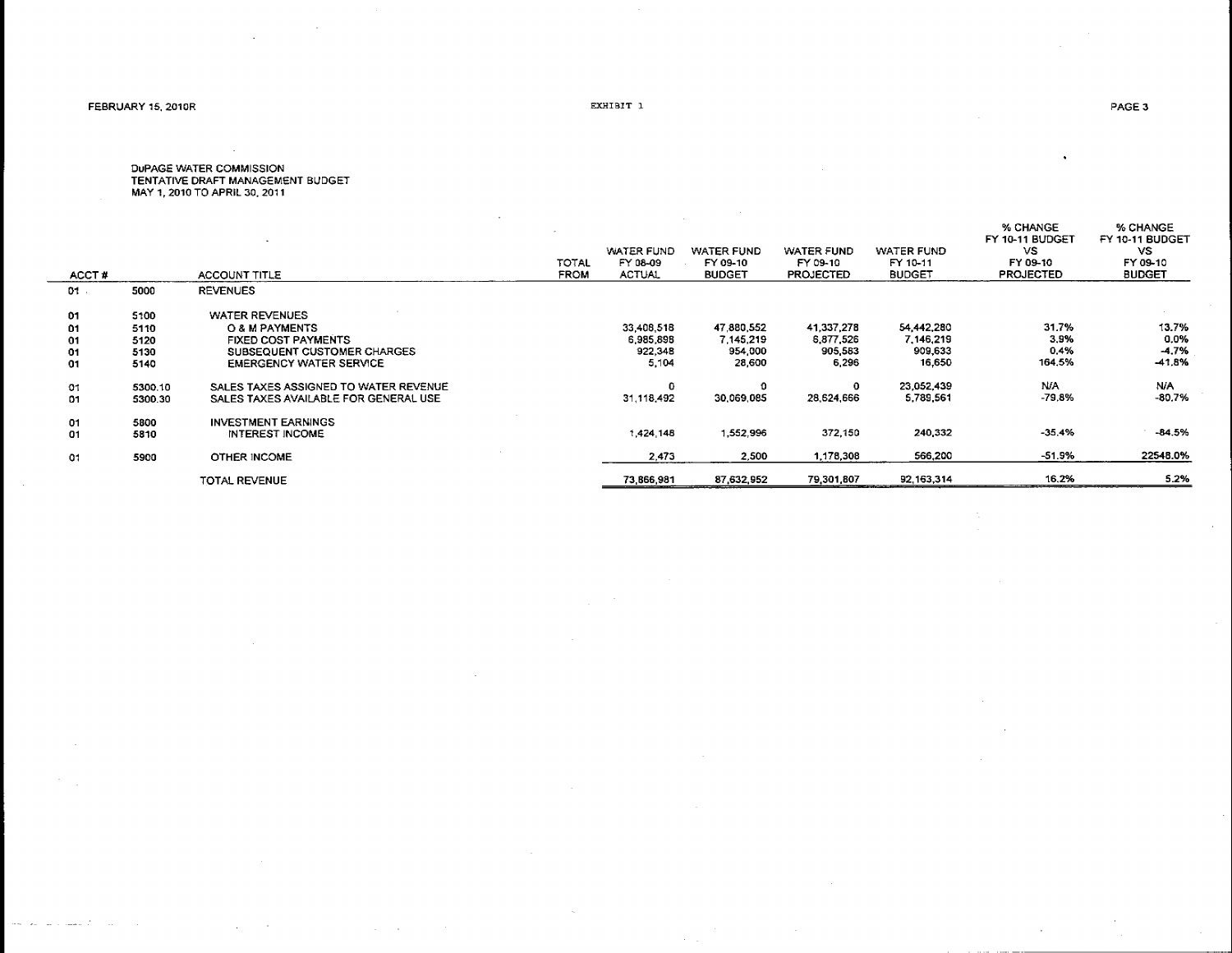DuPAGE WATER COMMISSION
TENTATIVE DRAFT MANAGEMENT BUDGET
MAY 1, 2010 TO APRIL 30, 2011

| ACCT # | | ACCOUNT TITLE | TOTAL FROM | WATER FUND FY 08-09 ACTUAL | WATER FUND FY 09-10 BUDGET | WATER FUND FY 09-10 PROJECTED | WATER FUND FY 10-11 BUDGET | % CHANGE FY 10-11 BUDGET VS FY 09-10 PROJECTED | % CHANGE FY 10-11 BUDGET VS FY 09-10 BUDGET |
|---|---|---|---|---|---|---|---|---|---|
| 01 | 5000 | REVENUES | | | | | | | |
| 01 | 5100 | WATER REVENUES | | | | | | | |
| 01 | 5110 | O & M PAYMENTS | | 33,408,518 | 47,880,552 | 41,337,278 | 54,442,280 | 31.7% | 13.7% |
| 01 | 5120 | FIXED COST PAYMENTS | | 6,985,898 | 7,145,219 | 6,877,526 | 7,146,219 | 3.9% | 0.0% |
| 01 | 5130 | SUBSEQUENT CUSTOMER CHARGES | | 922,348 | 954,000 | 905,583 | 909,633 | 0.4% | -4.7% |
| 01 | 5140 | EMERGENCY WATER SERVICE | | 5,104 | 28,600 | 6,296 | 16,650 | 164.5% | -41.8% |
| 01 | 5300.10 | SALES TAXES ASSIGNED TO WATER REVENUE | | 0 | 0 | 0 | 23,052,439 | N/A | N/A |
| 01 | 5300.30 | SALES TAXES AVAILABLE FOR GENERAL USE | | 31,118,492 | 30,069,085 | 28,624,666 | 5,789,561 | -79.8% | -80.7% |
| 01 | 5800 | INVESTMENT EARNINGS | | | | | | | |
| 01 | 5810 | INTEREST INCOME | | 1,424,148 | 1,552,996 | 372,150 | 240,332 | -35.4% | -84.5% |
| 01 | 5900 | OTHER INCOME | | 2,473 | 2,500 | 1,178,308 | 566,200 | -51.9% | 22548.0% |
| | | TOTAL REVENUE | | 73,866,981 | 87,632,952 | 79,301,807 | 92,163,314 | 16.2% | 5.2% |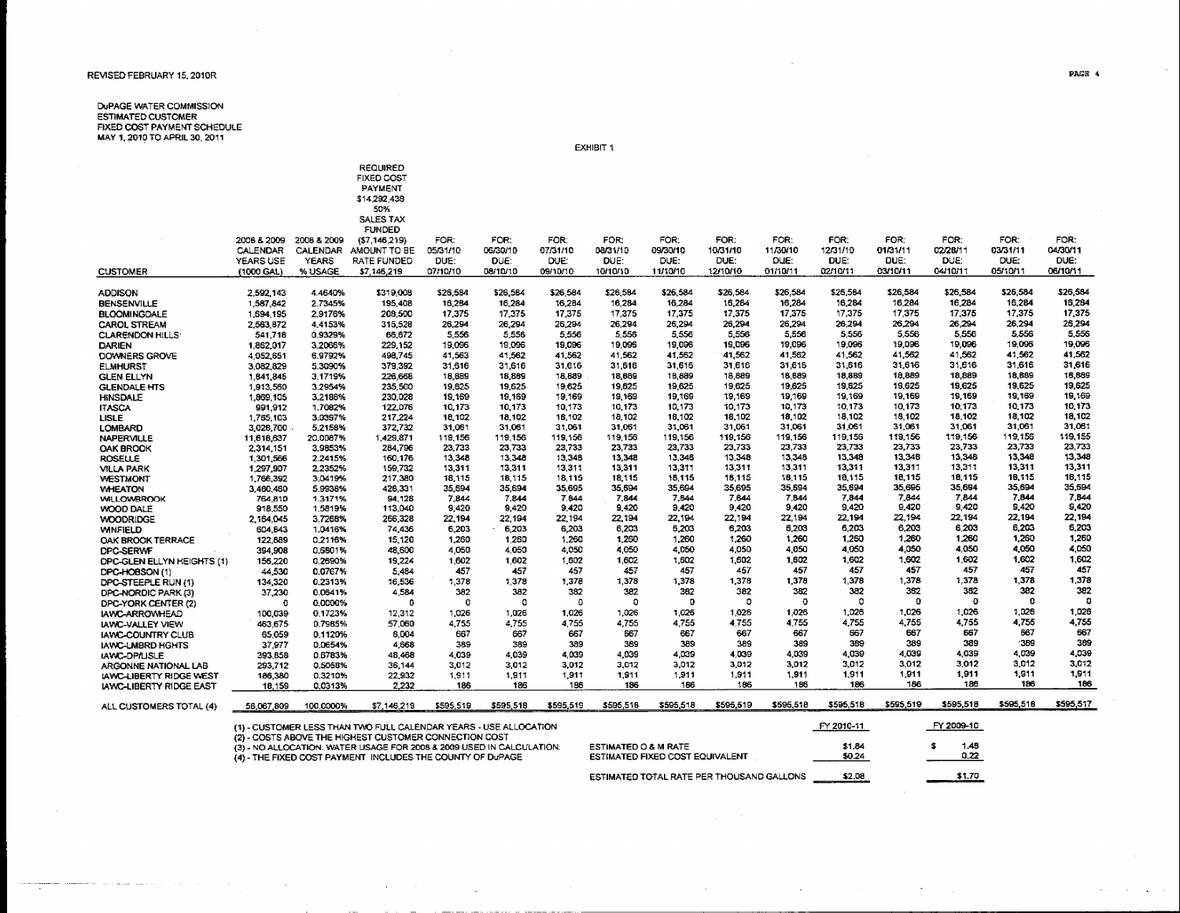REVISED FEBRUARY 15, 2010R

DuPAGE WATER COMMISSION
ESTIMATED CUSTOMER
FIXED COST PAYMENT SCHEDULE
MAY 1, 2010 TO APRIL 30, 2011

EXHIBIT 1

| CUSTOMER | 2008 & 2009 CALENDAR YEARS USE (1000 GAL) | 2008 & 2009 CALENDAR YEARS % USAGE | REQUIRED FIXED COST PAYMENT $14,292,438 50% SALES TAX FUNDED ($7,146,219) AMOUNT TO BE RATE FUNDED $7,146,219 | FOR: 05/31/10 DUE: 07/10/10 | FOR: 06/30/10 DUE: 08/10/10 | FOR: 07/31/10 DUE: 09/10/10 | FOR: 08/31/10 DUE: 10/10/10 | FOR: 09/30/10 DUE: 11/10/10 | FOR: 10/31/10 DUE: 12/10/10 | FOR: 11/30/10 DUE: 01/10/11 | FOR: 12/31/10 DUE: 02/10/11 | FOR: 01/31/11 DUE: 03/10/11 | FOR: 02/28/11 DUE: 04/10/11 | FOR: 03/31/11 DUE: 05/10/11 | FOR: 04/30/11 DUE: 06/10/11 |
|---|---|---|---|---|---|---|---|---|---|---|---|---|---|---|---|
| ADDISON | 2,592,143 | 4.4640% | $319,008 | $26,584 | $26,584 | $26,584 | $26,584 | $26,584 | $26,584 | $26,584 | $26,584 | $26,584 | $26,584 | $26,584 | $26,584 |
| BENSENVILLE | 1,587,842 | 2.7345% | 195,408 | 16,284 | 16,284 | 16,284 | 16,284 | 16,284 | 16,284 | 16,284 | 16,284 | 16,284 | 16,284 | 16,284 | 16,284 |
| BLOOMINGDALE | 1,694,195 | 2.9176% | 208,500 | 17,375 | 17,375 | 17,375 | 17,375 | 17,375 | 17,375 | 17,375 | 17,375 | 17,375 | 17,375 | 17,375 | 17,375 |
| CAROL STREAM | 2,563,872 | 4.4153% | 315,528 | 26,294 | 26,294 | 26,294 | 26,294 | 26,294 | 26,294 | 26,294 | 26,294 | 26,294 | 26,294 | 26,294 | 26,294 |
| CLARENDON HILLS | 541,718 | 0.9329% | 66,672 | 5,556 | 5,556 | 5,556 | 5,556 | 5,556 | 5,556 | 5,556 | 5,556 | 5,556 | 5,556 | 5,556 | 5,556 |
| DARIEN | 1,862,017 | 3.2066% | 229,152 | 19,096 | 19,096 | 19,096 | 19,096 | 19,096 | 19,096 | 19,096 | 19,096 | 19,096 | 19,096 | 19,096 | 19,096 |
| DOWNERS GROVE | 4,052,651 | 6.9792% | 498,745 | 41,563 | 41,562 | 41,562 | 41,562 | 41,562 | 41,562 | 41,562 | 41,562 | 41,562 | 41,562 | 41,562 | 41,562 |
| ELMHURST | 3,082,829 | 5.3090% | 379,392 | 31,616 | 31,616 | 31,616 | 31,616 | 31,616 | 31,616 | 31,616 | 31,616 | 31,616 | 31,616 | 31,616 | 31,616 |
| GLEN ELLYN | 1,841,845 | 3.1719% | 226,668 | 18,889 | 18,889 | 18,889 | 18,889 | 18,889 | 18,889 | 18,889 | 18,889 | 18,889 | 18,889 | 18,889 | 18,889 |
| GLENDALE HTS | 1,913,580 | 3.2954% | 235,500 | 19,625 | 19,625 | 19,625 | 19,625 | 19,625 | 19,625 | 19,625 | 19,625 | 19,625 | 19,625 | 19,625 | 19,625 |
| HINSDALE | 1,869,105 | 3.2188% | 230,028 | 19,169 | 19,169 | 19,169 | 19,169 | 19,169 | 19,169 | 19,169 | 19,169 | 19,169 | 19,169 | 19,169 | 19,169 |
| ITASCA | 991,912 | 1.7082% | 122,076 | 10,173 | 10,173 | 10,173 | 10,173 | 10,173 | 10,173 | 10,173 | 10,173 | 10,173 | 10,173 | 10,173 | 10,173 |
| LISLE | 1,765,103 | 3.0397% | 217,224 | 18,102 | 18,102 | 18,102 | 18,102 | 18,102 | 18,102 | 18,102 | 18,102 | 18,102 | 18,102 | 18,102 | 18,102 |
| LOMBARD | 3,026,700 | 5.2156% | 372,732 | 31,061 | 31,061 | 31,061 | 31,061 | 31,061 | 31,061 | 31,061 | 31,061 | 31,061 | 31,061 | 31,061 | 31,061 |
| NAPERVILLE | 11,616,637 | 20.0087% | 1,429,871 | 119,156 | 119,156 | 119,156 | 119,156 | 119,156 | 119,156 | 119,156 | 119,156 | 119,156 | 119,156 | 119,156 | 119,155 |
| OAK BROOK | 2,314,151 | 3.9853% | 284,796 | 23,733 | 23,733 | 23,733 | 23,733 | 23,733 | 23,733 | 23,733 | 23,733 | 23,733 | 23,733 | 23,733 | 23,733 |
| ROSELLE | 1,301,566 | 2.2415% | 160,176 | 13,348 | 13,348 | 13,348 | 13,348 | 13,348 | 13,348 | 13,348 | 13,348 | 13,348 | 13,348 | 13,348 | 13,348 |
| VILLA PARK | 1,297,907 | 2.2352% | 159,732 | 13,311 | 13,311 | 13,311 | 13,311 | 13,311 | 13,311 | 13,311 | 13,311 | 13,311 | 13,311 | 13,311 | 13,311 |
| WESTMONT | 1,766,392 | 3.0419% | 217,380 | 18,115 | 18,115 | 18,115 | 18,115 | 18,115 | 18,115 | 18,115 | 18,115 | 18,115 | 18,115 | 18,115 | 18,115 |
| WHEATON | 3,480,460 | 5.9938% | 428,331 | 35,694 | 35,694 | 35,695 | 35,694 | 35,694 | 35,695 | 35,694 | 35,694 | 35,695 | 35,694 | 35,694 | 35,694 |
| WILLOWBROOK | 764,810 | 1.3171% | 94,128 | 7,844 | 7,844 | 7,844 | 7,844 | 7,844 | 7,844 | 7,844 | 7,844 | 7,844 | 7,844 | 7,844 | 7,844 |
| WOOD DALE | 918,550 | 1.5819% | 113,040 | 9,420 | 9,420 | 9,420 | 9,420 | 9,420 | 9,420 | 9,420 | 9,420 | 9,420 | 9,420 | 9,420 | 9,420 |
| WOODRIDGE | 2,164,045 | 3.7268% | 266,328 | 22,194 | 22,194 | 22,194 | 22,194 | 22,194 | 22,194 | 22,194 | 22,194 | 22,194 | 22,194 | 22,194 | 22,194 |
| WINFIELD | 604,643 | 1.0416% | 74,436 | 6,203 | 6,203 | 6,203 | 6,203 | 6,203 | 6,203 | 6,203 | 6,203 | 6,203 | 6,203 | 6,203 | 6,203 |
| OAK BROOK TERRACE | 122,889 | 0.2116% | 15,120 | 1,260 | 1,260 | 1,260 | 1,260 | 1,260 | 1,260 | 1,260 | 1,260 | 1,260 | 1,260 | 1,260 | 1,260 |
| DPC-SERWF | 394,908 | 0.6801% | 48,600 | 4,050 | 4,050 | 4,050 | 4,050 | 4,050 | 4,050 | 4,050 | 4,050 | 4,050 | 4,050 | 4,050 | 4,050 |
| DPC-GLEN ELLYN HEIGHTS (1) | 156,220 | 0.2690% | 19,224 | 1,602 | 1,602 | 1,602 | 1,602 | 1,602 | 1,602 | 1,602 | 1,602 | 1,602 | 1,602 | 1,602 | 1,602 |
| DPC-HOBSON (1) | 44,530 | 0.0767% | 5,484 | 457 | 457 | 457 | 457 | 457 | 457 | 457 | 457 | 457 | 457 | 457 | 457 |
| DPC-STEEPLE RUN (1) | 134,320 | 0.2313% | 16,536 | 1,378 | 1,378 | 1,378 | 1,378 | 1,378 | 1,378 | 1,378 | 1,378 | 1,378 | 1,378 | 1,378 | 1,378 |
| DPC-NORDIC PARK (3) | 37,230 | 0.0641% | 4,584 | 382 | 382 | 382 | 382 | 382 | 382 | 382 | 382 | 382 | 382 | 382 | 382 |
| DPC-YORK CENTER (2) | 0 | 0.0000% | 0 | 0 | 0 | 0 | 0 | 0 | 0 | 0 | 0 | 0 | 0 | 0 | 0 |
| IAWC-ARROWHEAD | 100,039 | 0.1723% | 12,312 | 1,026 | 1,026 | 1,026 | 1,026 | 1,026 | 1,026 | 1,026 | 1,026 | 1,026 | 1,026 | 1,026 | 1,026 |
| IAWC-VALLEY VIEW | 463,675 | 0.7985% | 57,060 | 4,755 | 4,755 | 4,755 | 4,755 | 4,755 | 4,755 | 4,755 | 4,755 | 4,755 | 4,755 | 4,755 | 4,755 |
| IAWC-COUNTRY CLUB | 65,059 | 0.1120% | 8,004 | 667 | 667 | 667 | 667 | 667 | 667 | 667 | 667 | 667 | 667 | 667 | 667 |
| IAWC-LMBRD HGHTS | 37,977 | 0.0654% | 4,668 | 389 | 389 | 389 | 389 | 389 | 389 | 389 | 389 | 389 | 389 | 389 | 389 |
| IAWC-DP/LISLE | 393,858 | 0.6783% | 48,468 | 4,039 | 4,039 | 4,039 | 4,039 | 4,039 | 4,039 | 4,039 | 4,039 | 4,039 | 4,039 | 4,039 | 4,039 |
| ARGONNE NATIONAL LAB | 293,712 | 0.5058% | 36,144 | 3,012 | 3,012 | 3,012 | 3,012 | 3,012 | 3,012 | 3,012 | 3,012 | 3,012 | 3,012 | 3,012 | 3,012 |
| IAWC-LIBERTY RIDGE WEST | 186,380 | 0.3210% | 22,932 | 1,911 | 1,911 | 1,911 | 1,911 | 1,911 | 1,911 | 1,911 | 1,911 | 1,911 | 1,911 | 1,911 | 1,911 |
| IAWC-LIBERTY RIDGE EAST | 18,159 | 0.0313% | 2,232 | 186 | 186 | 186 | 186 | 186 | 186 | 186 | 186 | 186 | 186 | 186 | 186 |
| ALL CUSTOMERS TOTAL (4) | 58,067,809 | 100.0000% | $7,146,219 | $595,519 | $595,518 | $595,519 | $595,518 | $595,518 | $595,519 | $595,518 | $595,518 | $595,519 | $595,518 | $595,518 | $595,517 |

(1) - CUSTOMER LESS THAN TWO FULL CALENDAR YEARS - USE ALLOCATION
(2) - COSTS ABOVE THE HIGHEST CUSTOMER CONNECTION COST
(3) - NO ALLOCATION. WATER USAGE FOR 2008 & 2009 USED IN CALCULATION.
(4) - THE FIXED COST PAYMENT INCLUDES THE COUNTY OF DuPAGE

| | FY 2010-11 | FY 2009-10 |
|---|---|---|
| ESTIMATED O & M RATE | $1.84 | $ 1.48 |
| ESTIMATED FIXED COST EQUIVALENT | $0.24 | 0.22 |
| ESTIMATED TOTAL RATE PER THOUSAND GALLONS | $2.08 | $1.70 |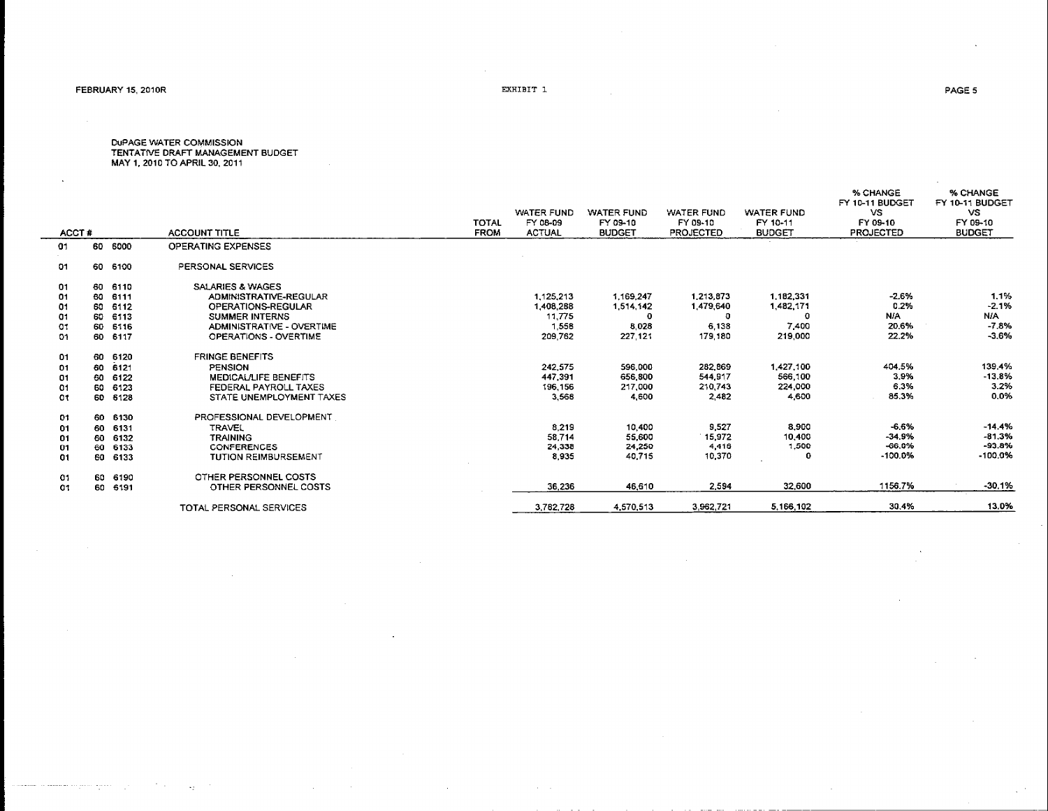FEBRUARY 15, 2010R

EXHIBIT 1

DuPAGE WATER COMMISSION
TENTATIVE DRAFT MANAGEMENT BUDGET
MAY 1, 2010 TO APRIL 30, 2011

| ACCT # | | | ACCOUNT TITLE | TOTAL FROM | WATER FUND FY 08-09 ACTUAL | WATER FUND FY 09-10 BUDGET | WATER FUND FY 09-10 PROJECTED | WATER FUND FY 10-11 BUDGET | % CHANGE FY 10-11 BUDGET VS FY 09-10 PROJECTED | % CHANGE FY 10-11 BUDGET VS FY 09-10 BUDGET |
|---|---|---|---|---|---|---|---|---|---|---|
| 01 | 60 | 6000 | OPERATING EXPENSES | | | | | | | |
| 01 | 60 | 6100 | PERSONAL SERVICES | | | | | | | |
| 01 | 60 | 6110 | SALARIES & WAGES | | | | | | | |
| 01 | 60 | 6111 | ADMINISTRATIVE-REGULAR | | 1,125,213 | 1,169,247 | 1,213,873 | 1,182,331 | -2.6% | 1.1% |
| 01 | 60 | 6112 | OPERATIONS-REGULAR | | 1,408,288 | 1,514,142 | 1,479,640 | 1,482,171 | 0.2% | -2.1% |
| 01 | 60 | 6113 | SUMMER INTERNS | | 11,775 | 0 | 0 | 0 | N/A | N/A |
| 01 | 60 | 6116 | ADMINISTRATIVE - OVERTIME | | 1,558 | 8,028 | 6,138 | 7,400 | 20.6% | -7.8% |
| 01 | 60 | 6117 | OPERATIONS - OVERTIME | | 209,762 | 227,121 | 179,180 | 219,000 | 22.2% | -3.6% |
| 01 | 60 | 6120 | FRINGE BENEFITS | | | | | | | |
| 01 | 60 | 6121 | PENSION | | 242,575 | 596,000 | 282,869 | 1,427,100 | 404.5% | 139.4% |
| 01 | 60 | 6122 | MEDICAL/LIFE BENEFITS | | 447,391 | 656,800 | 544,917 | 566,100 | 3.9% | -13.8% |
| 01 | 60 | 6123 | FEDERAL PAYROLL TAXES | | 196,156 | 217,000 | 210,743 | 224,000 | 6.3% | 3.2% |
| 01 | 60 | 6128 | STATE UNEMPLOYMENT TAXES | | 3,568 | 4,600 | 2,482 | 4,600 | 85.3% | 0.0% |
| 01 | 60 | 6130 | PROFESSIONAL DEVELOPMENT | | | | | | | |
| 01 | 60 | 6131 | TRAVEL | | 8,219 | 10,400 | 9,527 | 8,900 | -6.6% | -14.4% |
| 01 | 60 | 6132 | TRAINING | | 58,714 | 55,600 | 15,972 | 10,400 | -34.9% | -81.3% |
| 01 | 60 | 6133 | CONFERENCES | | 24,338 | 24,250 | 4,416 | 1,500 | -66.0% | -93.8% |
| 01 | 60 | 6133 | TUTION REIMBURSEMENT | | 8,935 | 40,715 | 10,370 | 0 | -100.0% | -100.0% |
| 01 | 60 | 6190 | OTHER PERSONNEL COSTS | | | | | | | |
| 01 | 60 | 6191 | OTHER PERSONNEL COSTS | | 36,236 | 46,610 | 2,594 | 32,600 | 1156.7% | -30.1% |
| | | | TOTAL PERSONAL SERVICES | | 3,782,728 | 4,570,513 | 3,962,721 | 5,166,102 | 30.4% | 13.0% |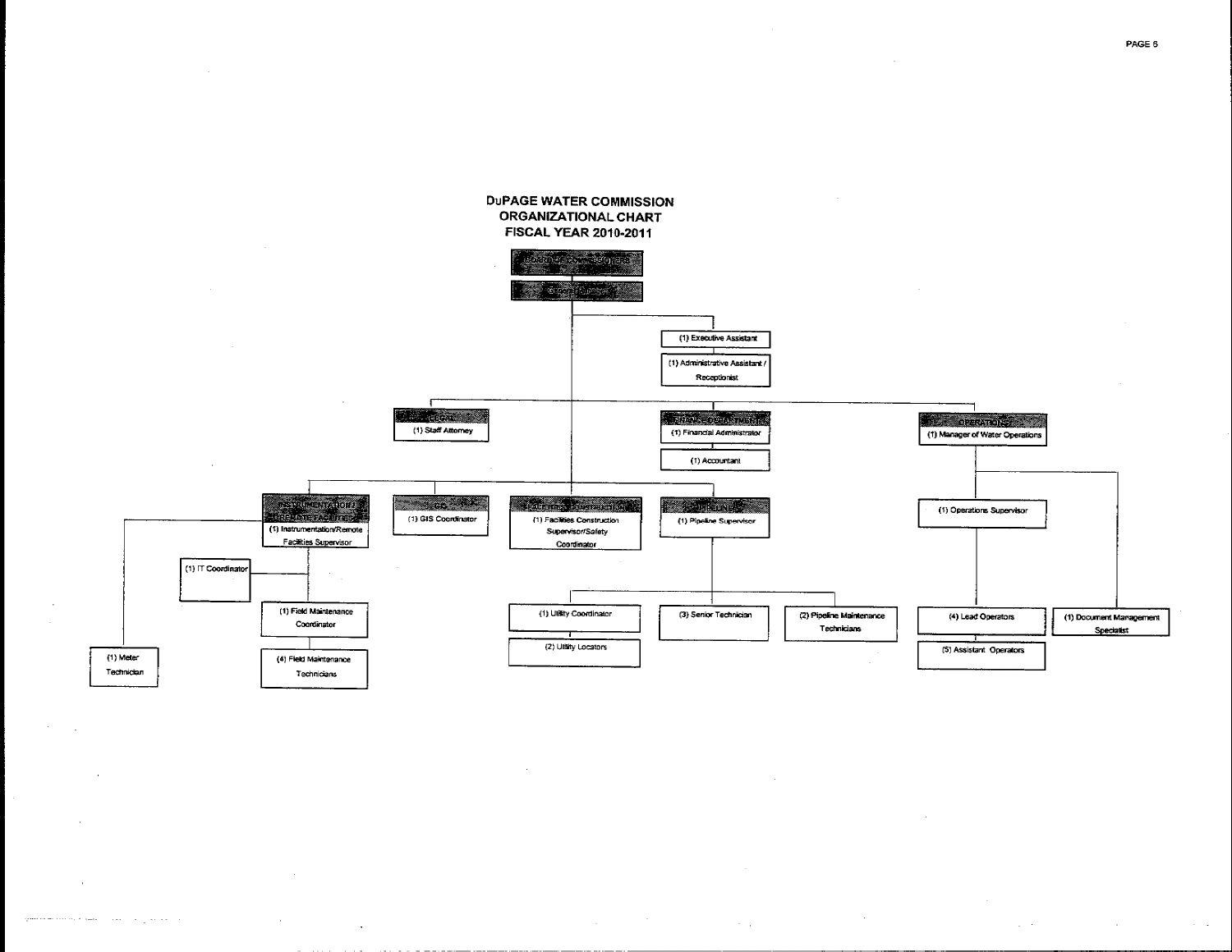# DuPAGE WATER COMMISSION
## ORGANIZATIONAL CHART
## FISCAL YEAR 2010-2011

- **BOARD OF COMMISSIONERS**
  - **General Manager**
    - (1) Executive Assistant
      - (1) Administrative Assistant / Receptionist
    - **LEGAL**
      - (1) Staff Attorney
    - **FINANCE DEPARTMENT**
      - (1) Financial Administrator
        - (1) Accountant
    - **OPERATIONS**
      - (1) Manager of Water Operations
        - (1) Operations Supervisor
          - (4) Lead Operators
            - (5) Assistant Operators
        - (1) Document Management Specialist
    - **INSTRUMENTATION / REMOTE FACILITIES**
      - (1) Instrumentation/Remote Facilities Supervisor
        - (1) Meter Technician
        - (1) IT Coordinator
        - (1) Field Maintenance Coordinator
          - (4) Field Maintenance Technicians
    - **GIS**
      - (1) GIS Coordinator
    - **FACILITIES CONSTRUCTION**
      - (1) Facilities Construction Supervisor/Safety Coordinator
    - **PIPELINE**
      - (1) Pipeline Supervisor
        - (1) Utility Coordinator
          - (2) Utility Locators
        - (3) Senior Technician
        - (2) Pipeline Maintenance Technicians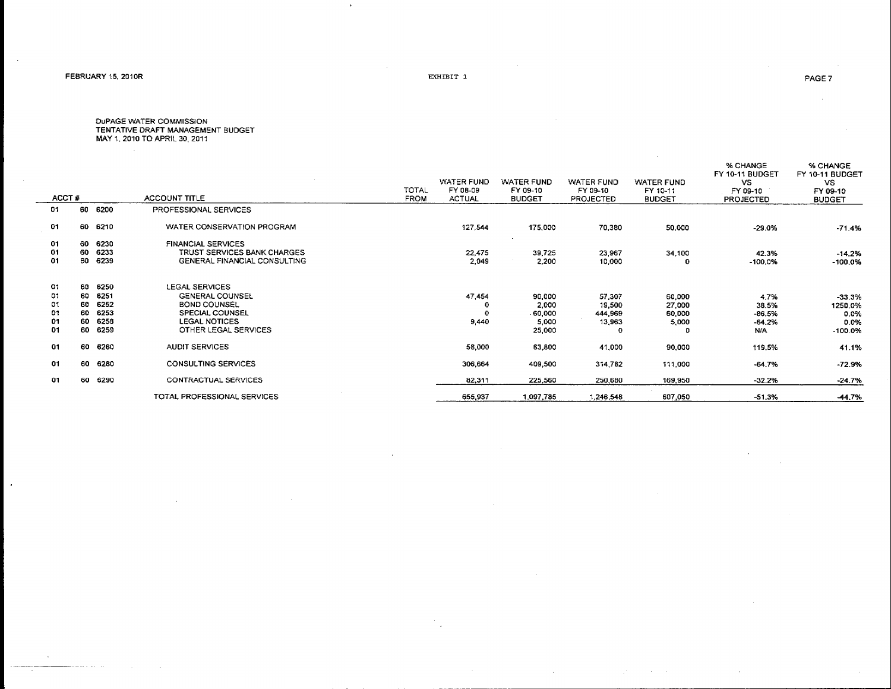FEBRUARY 15, 2010R

EXHIBIT 1

DuPAGE WATER COMMISSION
TENTATIVE DRAFT MANAGEMENT BUDGET
MAY 1, 2010 TO APRIL 30, 2011

| ACCT # | | | ACCOUNT TITLE | TOTAL FROM | WATER FUND FY 08-09 ACTUAL | WATER FUND FY 09-10 BUDGET | WATER FUND FY 09-10 PROJECTED | WATER FUND FY 10-11 BUDGET | % CHANGE FY 10-11 BUDGET VS FY 09-10 PROJECTED | % CHANGE FY 10-11 BUDGET VS FY 09-10 BUDGET |
|---|---|---|---|---|---|---|---|---|---|---|
| 01 | 60 | 6200 | PROFESSIONAL SERVICES | | | | | | | |
| 01 | 60 | 6210 | WATER CONSERVATION PROGRAM | | 127,544 | 175,000 | 70,380 | 50,000 | -29.0% | -71.4% |
| 01 | 60 | 6230 | FINANCIAL SERVICES | | | | | | | |
| 01 | 60 | 6233 | TRUST SERVICES BANK CHARGES | | 22,475 | 39,725 | 23,967 | 34,100 | 42.3% | -14.2% |
| 01 | 60 | 6239 | GENERAL FINANCIAL CONSULTING | | 2,049 | 2,200 | 10,000 | 0 | -100.0% | -100.0% |
| 01 | 60 | 6250 | LEGAL SERVICES | | | | | | | |
| 01 | 60 | 6251 | GENERAL COUNSEL | | 47,454 | 90,000 | 57,307 | 60,000 | 4.7% | -33.3% |
| 01 | 60 | 6252 | BOND COUNSEL | | 0 | 2,000 | 19,500 | 27,000 | 38.5% | 1250.0% |
| 01 | 60 | 6253 | SPECIAL COUNSEL | | 0 | 60,000 | 444,969 | 60,000 | -86.5% | 0.0% |
| 01 | 60 | 6258 | LEGAL NOTICES | | 9,440 | 5,000 | 13,963 | 5,000 | -64.2% | 0.0% |
| 01 | 60 | 6259 | OTHER LEGAL SERVICES | | | 25,000 | 0 | 0 | N/A | -100.0% |
| 01 | 60 | 6260 | AUDIT SERVICES | | 58,000 | 63,800 | 41,000 | 90,000 | 119.5% | 41.1% |
| 01 | 60 | 6280 | CONSULTING SERVICES | | 306,664 | 409,500 | 314,782 | 111,000 | -64.7% | -72.9% |
| 01 | 60 | 6290 | CONTRACTUAL SERVICES | | 82,311 | 225,560 | 250,680 | 169,950 | -32.2% | -24.7% |
| | | | TOTAL PROFESSIONAL SERVICES | | 655,937 | 1,097,785 | 1,246,548 | 607,050 | -51.3% | -44.7% |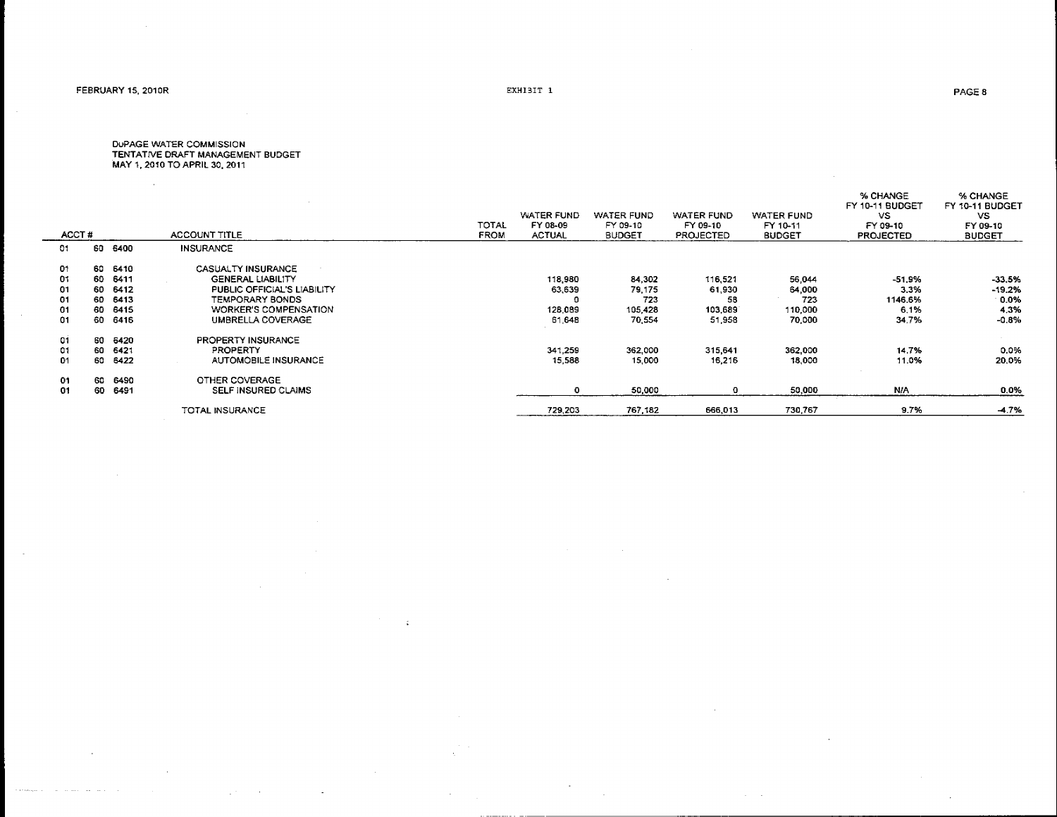DuPAGE WATER COMMISSION
TENTATIVE DRAFT MANAGEMENT BUDGET
MAY 1, 2010 TO APRIL 30, 2011

| ACCT # | | | ACCOUNT TITLE | TOTAL FROM | WATER FUND FY 08-09 ACTUAL | WATER FUND FY 09-10 BUDGET | WATER FUND FY 09-10 PROJECTED | WATER FUND FY 10-11 BUDGET | % CHANGE FY 10-11 BUDGET VS FY 09-10 PROJECTED | % CHANGE FY 10-11 BUDGET VS FY 09-10 BUDGET |
|---|---|---|---|---|---|---|---|---|---|---|
| 01 | 60 | 6400 | INSURANCE | | | | | | | |
| 01 | 60 | 6410 | CASUALTY INSURANCE | | | | | | | |
| 01 | 60 | 6411 | GENERAL LIABILITY | | 118,980 | 84,302 | 116,521 | 56,044 | -51.9% | -33.5% |
| 01 | 60 | 6412 | PUBLIC OFFICIAL'S LIABILITY | | 63,639 | 79,175 | 61,930 | 64,000 | 3.3% | -19.2% |
| 01 | 60 | 6413 | TEMPORARY BONDS | | 0 | 723 | 58 | 723 | 1146.6% | 0.0% |
| 01 | 60 | 6415 | WORKER'S COMPENSATION | | 128,089 | 105,428 | 103,689 | 110,000 | 6.1% | 4.3% |
| 01 | 60 | 6416 | UMBRELLA COVERAGE | | 61,648 | 70,554 | 51,958 | 70,000 | 34.7% | -0.8% |
| 01 | 60 | 6420 | PROPERTY INSURANCE | | | | | | | |
| 01 | 60 | 6421 | PROPERTY | | 341,259 | 362,000 | 315,641 | 362,000 | 14.7% | 0.0% |
| 01 | 60 | 6422 | AUTOMOBILE INSURANCE | | 15,588 | 15,000 | 16,216 | 18,000 | 11.0% | 20.0% |
| 01 | 60 | 6490 | OTHER COVERAGE | | | | | | | |
| 01 | 60 | 6491 | SELF INSURED CLAIMS | | 0 | 50,000 | 0 | 50,000 | N/A | 0.0% |
| | | | TOTAL INSURANCE | | 729,203 | 767,182 | 666,013 | 730,767 | 9.7% | -4.7% |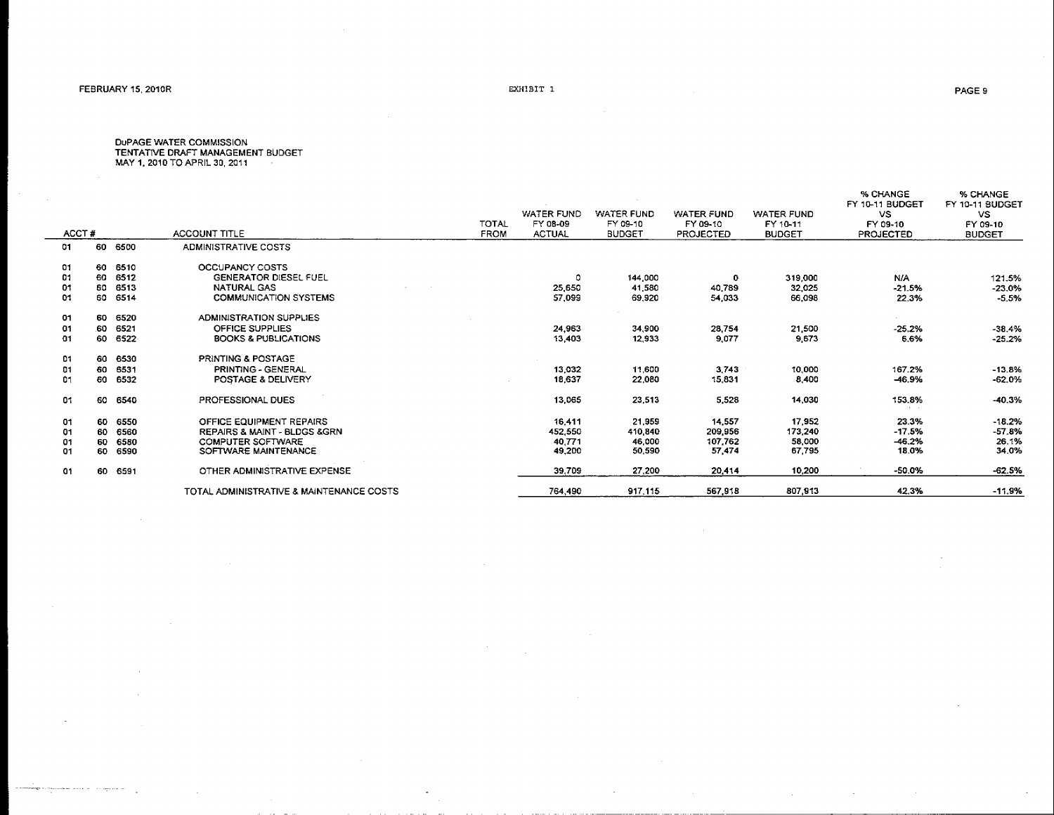DuPAGE WATER COMMISSION
TENTATIVE DRAFT MANAGEMENT BUDGET
MAY 1, 2010 TO APRIL 30, 2011

| ACCT # | | | ACCOUNT TITLE | TOTAL FROM | WATER FUND FY 08-09 ACTUAL | WATER FUND FY 09-10 BUDGET | WATER FUND FY 09-10 PROJECTED | WATER FUND FY 10-11 BUDGET | % CHANGE FY 10-11 BUDGET VS FY 09-10 PROJECTED | % CHANGE FY 10-11 BUDGET VS FY 09-10 BUDGET |
|---|---|---|---|---|---|---|---|---|---|---|
| 01 | 60 | 6500 | ADMINISTRATIVE COSTS | | | | | | | |
| 01 | 60 | 6510 | OCCUPANCY COSTS | | | | | | | |
| 01 | 60 | 6512 | GENERATOR DIESEL FUEL | | 0 | 144,000 | 0 | 319,000 | N/A | 121.5% |
| 01 | 60 | 6513 | NATURAL GAS | | 25,650 | 41,580 | 40,789 | 32,025 | -21.5% | -23.0% |
| 01 | 60 | 6514 | COMMUNICATION SYSTEMS | | 57,099 | 69,920 | 54,033 | 66,098 | 22.3% | -5.5% |
| 01 | 60 | 6520 | ADMINISTRATION SUPPLIES | | | | | | | |
| 01 | 60 | 6521 | OFFICE SUPPLIES | | 24,963 | 34,900 | 28,754 | 21,500 | -25.2% | -38.4% |
| 01 | 60 | 6522 | BOOKS & PUBLICATIONS | | 13,403 | 12,933 | 9,077 | 9,673 | 6.6% | -25.2% |
| 01 | 60 | 6530 | PRINTING & POSTAGE | | | | | | | |
| 01 | 60 | 6531 | PRINTING - GENERAL | | 13,032 | 11,600 | 3,743 | 10,000 | 167.2% | -13.8% |
| 01 | 60 | 6532 | POSTAGE & DELIVERY | | 18,637 | 22,080 | 15,831 | 8,400 | -46.9% | -62.0% |
| 01 | 60 | 6540 | PROFESSIONAL DUES | | 13,065 | 23,513 | 5,528 | 14,030 | 153.8% | -40.3% |
| 01 | 60 | 6550 | OFFICE EQUIPMENT REPAIRS | | 16,411 | 21,959 | 14,557 | 17,952 | 23.3% | -18.2% |
| 01 | 60 | 6560 | REPAIRS & MAINT - BLDGS &GRN | | 452,550 | 410,840 | 209,956 | 173,240 | -17.5% | -57.8% |
| 01 | 60 | 6580 | COMPUTER SOFTWARE | | 40,771 | 46,000 | 107,762 | 58,000 | -46.2% | 26.1% |
| 01 | 60 | 6590 | SOFTWARE MAINTENANCE | | 49,200 | 50,590 | 57,474 | 67,795 | 18.0% | 34.0% |
| 01 | 60 | 6591 | OTHER ADMINISTRATIVE EXPENSE | | 39,709 | 27,200 | 20,414 | 10,200 | -50.0% | -62.5% |
| | | | TOTAL ADMINISTRATIVE & MAINTENANCE COSTS | | 764,490 | 917,115 | 567,918 | 807,913 | 42.3% | -11.9% |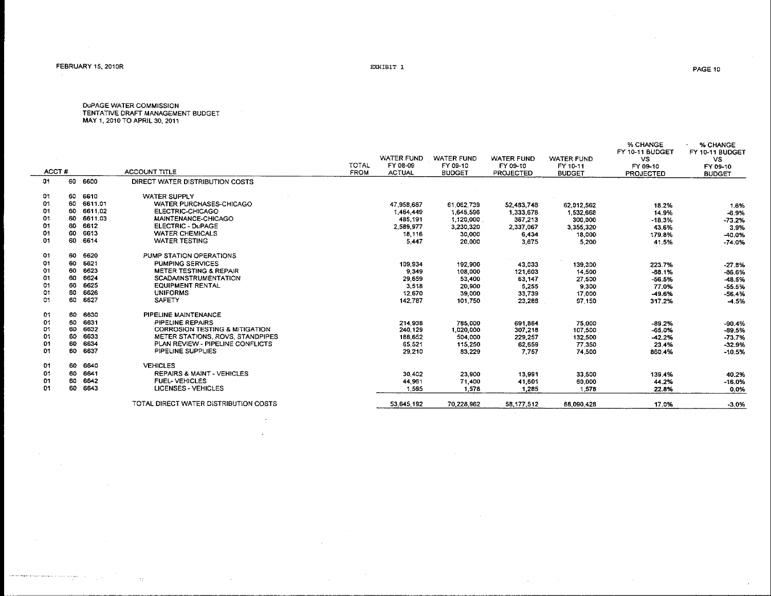DuPAGE WATER COMMISSION
TENTATIVE DRAFT MANAGEMENT BUDGET
MAY 1, 2010 TO APRIL 30, 2011

EXHIBIT 1

| ACCT # | | | ACCOUNT TITLE | TOTAL FROM | WATER FUND FY 08-09 ACTUAL | WATER FUND FY 09-10 BUDGET | WATER FUND FY 09-10 PROJECTED | WATER FUND FY 10-11 BUDGET | % CHANGE FY 10-11 BUDGET VS FY 09-10 PROJECTED | % CHANGE FY 10-11 BUDGET VS FY 09-10 BUDGET |
|---|---|---|---|---|---|---|---|---|---|---|
| 01 | 60 | 6600 | DIRECT WATER DISTRIBUTION COSTS | | | | | | | |
| 01 | 60 | 6610 | WATER SUPPLY | | | | | | | |
| 01 | 60 | 6611.01 | WATER PURCHASES-CHICAGO | | 47,958,687 | 61,062,739 | 52,483,748 | 62,012,562 | 18.2% | 1.6% |
| 01 | 60 | 6611.02 | ELECTRIC-CHICAGO | | 1,464,449 | 1,645,596 | 1,333,678 | 1,532,668 | 14.9% | -6.9% |
| 01 | 60 | 6611.03 | MAINTENANCE-CHICAGO | | 485,191 | 1,120,000 | 367,213 | 300,000 | -18.3% | -73.2% |
| 01 | 60 | 6612 | ELECTRIC - DuPAGE | | 2,589,977 | 3,230,320 | 2,337,067 | 3,355,320 | 43.6% | 3.9% |
| 01 | 60 | 6613 | WATER CHEMICALS | | 18,116 | 30,000 | 6,434 | 18,000 | 179.8% | -40.0% |
| 01 | 60 | 6614 | WATER TESTING | | 5,447 | 20,000 | 3,675 | 5,200 | 41.5% | -74.0% |
| 01 | 60 | 6620 | PUMP STATION OPERATIONS | | | | | | | |
| 01 | 60 | 6621 | PUMPING SERVICES | | 109,934 | 192,900 | 43,033 | 139,300 | 223.7% | -27.8% |
| 01 | 60 | 6623 | METER TESTING & REPAIR | | 9,349 | 108,000 | 121,603 | 14,500 | -88.1% | -86.6% |
| 01 | 60 | 6624 | SCADA/INSTRUMENTATION | | 29,659 | 53,400 | 63,147 | 27,500 | -56.5% | -48.5% |
| 01 | 60 | 6625 | EQUIPMENT RENTAL | | 3,518 | 20,900 | 5,255 | 9,300 | 77.0% | -55.5% |
| 01 | 60 | 6626 | UNIFORMS | | 12,670 | 39,000 | 33,739 | 17,000 | -49.6% | -56.4% |
| 01 | 60 | 6627 | SAFETY | | 142,787 | 101,750 | 23,288 | 97,150 | 317.2% | -4.5% |
| 01 | 60 | 6630 | PIPELINE MAINTENANCE | | | | | | | |
| 01 | 60 | 6631 | PIPELINE REPAIRS | | 214,938 | 785,000 | 691,864 | 75,000 | -89.2% | -90.4% |
| 01 | 60 | 6632 | CORROSION TESTING & MITIGATION | | 240,129 | 1,020,000 | 307,218 | 107,500 | -65.0% | -89.5% |
| 01 | 60 | 6633 | METER STATIONS, ROVS, STANDPIPES | | 188,652 | 504,000 | 229,257 | 132,500 | -42.2% | -73.7% |
| 01 | 60 | 6634 | PLAN REVIEW - PIPELINE CONFLICTS | | 65,521 | 115,250 | 62,659 | 77,350 | 23.4% | -32.9% |
| 01 | 60 | 6637 | PIPELINE SUPPLIES | | 29,210 | 83,229 | 7,757 | 74,500 | 860.4% | -10.5% |
| 01 | 60 | 6640 | VEHICLES | | | | | | | |
| 01 | 60 | 6641 | REPAIRS & MAINT - VEHICLES | | 30,402 | 23,900 | 13,991 | 33,500 | 139.4% | 40.2% |
| 01 | 60 | 6642 | FUEL- VEHICLES | | 44,961 | 71,400 | 41,601 | 60,000 | 44.2% | -16.0% |
| 01 | 60 | 6643 | LICENSES - VEHICLES | | 1,595 | 1,578 | 1,285 | 1,578 | 22.8% | 0.0% |
| | | | TOTAL DIRECT WATER DISTRIBUTION COSTS | | 53,645,192 | 70,228,962 | 58,177,512 | 68,090,428 | 17.0% | -3.0% |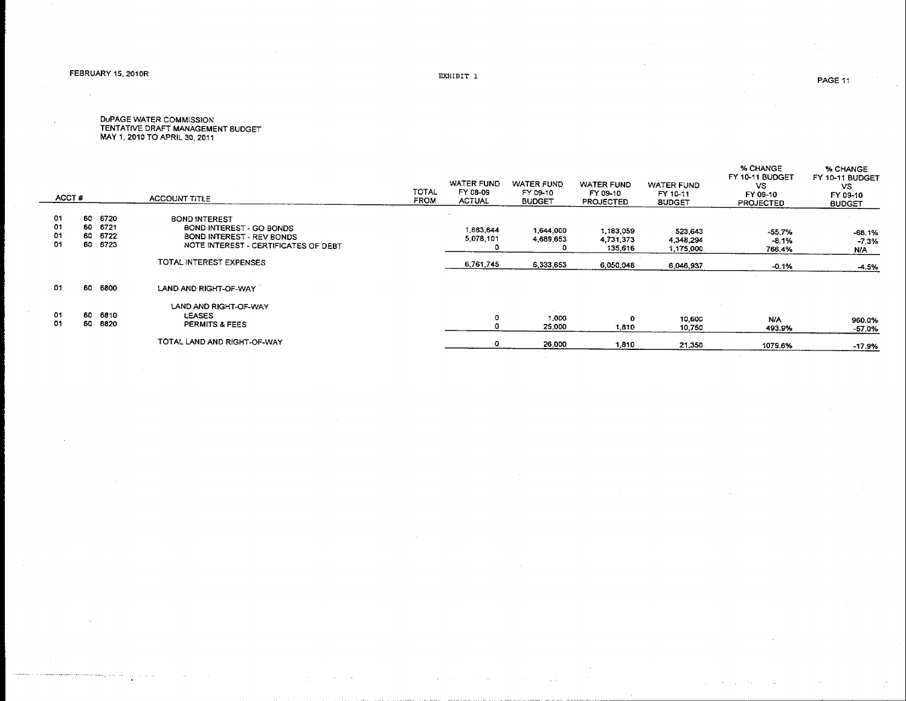EXHIBIT 1

DuPAGE WATER COMMISSION
TENTATIVE DRAFT MANAGEMENT BUDGET
MAY 1, 2010 TO APRIL 30, 2011

| ACCT # | | | ACCOUNT TITLE | TOTAL FROM | WATER FUND FY 08-09 ACTUAL | WATER FUND FY 09-10 BUDGET | WATER FUND FY 09-10 PROJECTED | WATER FUND FY 10-11 BUDGET | % CHANGE FY 10-11 BUDGET VS FY 09-10 PROJECTED | % CHANGE FY 10-11 BUDGET VS FY 09-10 BUDGET |
|---|---|---|---|---|---|---|---|---|---|---|
| 01 | 60 | 6720 | BOND INTEREST | | | | | | | |
| 01 | 60 | 6721 | BOND INTEREST - GO BONDS | | 1,683,644 | 1,644,000 | 1,183,059 | 523,643 | -55.7% | -68.1% |
| 01 | 60 | 6722 | BOND INTEREST - REV BONDS | | 5,078,101 | 4,689,653 | 4,731,373 | 4,348,294 | -8.1% | -7.3% |
| 01 | 60 | 6723 | NOTE INTEREST - CERTIFICATES OF DEBT | | 0 | 0 | 135,616 | 1,175,000 | 766.4% | N/A |
| | | | TOTAL INTEREST EXPENSES | | 6,761,745 | 6,333,653 | 6,050,048 | 6,046,937 | -0.1% | -4.5% |
| 01 | 60 | 6800 | LAND AND RIGHT-OF-WAY | | | | | | | |
| | | | LAND AND RIGHT-OF-WAY | | | | | | | |
| 01 | 60 | 6810 | LEASES | | 0 | 1,000 | 0 | 10,600 | N/A | 960.0% |
| 01 | 60 | 6820 | PERMITS & FEES | | 0 | 25,000 | 1,810 | 10,750 | 493.9% | -57.0% |
| | | | TOTAL LAND AND RIGHT-OF-WAY | | 0 | 26,000 | 1,810 | 21,350 | 1079.6% | -17.9% |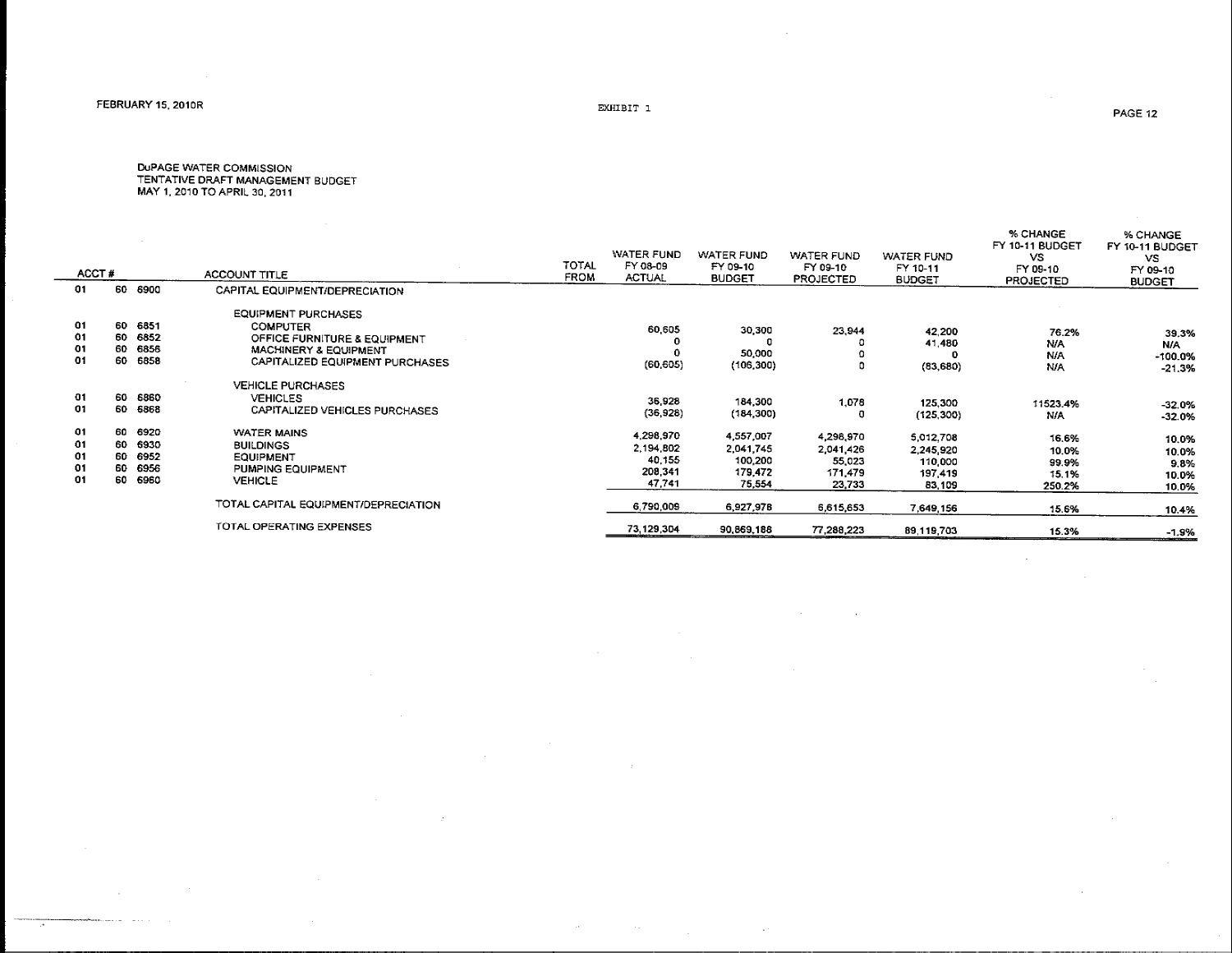FEBRUARY 15, 2010R

EXHIBIT 1

DuPAGE WATER COMMISSION
TENTATIVE DRAFT MANAGEMENT BUDGET
MAY 1, 2010 TO APRIL 30, 2011

| ACCT # | | | ACCOUNT TITLE | TOTAL FROM | WATER FUND FY 08-09 ACTUAL | WATER FUND FY 09-10 BUDGET | WATER FUND FY 09-10 PROJECTED | WATER FUND FY 10-11 BUDGET | % CHANGE FY 10-11 BUDGET VS FY 09-10 PROJECTED | % CHANGE FY 10-11 BUDGET VS FY 09-10 BUDGET |
|---|---|---|---|---|---|---|---|---|---|---|
| 01 | 60 | 6900 | CAPITAL EQUIPMENT/DEPRECIATION | | | | | | | |
| | | | EQUIPMENT PURCHASES | | | | | | | |
| 01 | 60 | 6851 | COMPUTER | | 60,605 | 30,300 | 23,944 | 42,200 | 76.2% | 39.3% |
| 01 | 60 | 6852 | OFFICE FURNITURE & EQUIPMENT | | 0 | 0 | 0 | 41,480 | N/A | N/A |
| 01 | 60 | 6856 | MACHINERY & EQUIPMENT | | 0 | 50,000 | 0 | 0 | N/A | -100.0% |
| 01 | 60 | 6858 | CAPITALIZED EQUIPMENT PURCHASES | | (60,605) | (106,300) | 0 | (83,680) | N/A | -21.3% |
| | | | VEHICLE PURCHASES | | | | | | | |
| 01 | 60 | 6860 | VEHICLES | | 36,928 | 184,300 | 1,078 | 125,300 | 11523.4% | -32.0% |
| 01 | 60 | 6868 | CAPITALIZED VEHICLES PURCHASES | | (36,928) | (184,300) | 0 | (125,300) | N/A | -32.0% |
| 01 | 60 | 6920 | WATER MAINS | | 4,298,970 | 4,557,007 | 4,298,970 | 5,012,708 | 16.6% | 10.0% |
| 01 | 60 | 6930 | BUILDINGS | | 2,194,802 | 2,041,745 | 2,041,426 | 2,245,920 | 10.0% | 10.0% |
| 01 | 60 | 6952 | EQUIPMENT | | 40,155 | 100,200 | 55,023 | 110,000 | 99.9% | 9.8% |
| 01 | 60 | 6956 | PUMPING EQUIPMENT | | 208,341 | 179,472 | 171,479 | 197,419 | 15.1% | 10.0% |
| 01 | 60 | 6960 | VEHICLE | | 47,741 | 75,554 | 23,733 | 83,109 | 250.2% | 10.0% |
| | | | TOTAL CAPITAL EQUIPMENT/DEPRECIATION | | 6,790,009 | 6,927,978 | 6,615,653 | 7,649,156 | 15.6% | 10.4% |
| | | | TOTAL OPERATING EXPENSES | | 73,129,304 | 90,869,188 | 77,288,223 | 89,119,703 | 15.3% | -1.9% |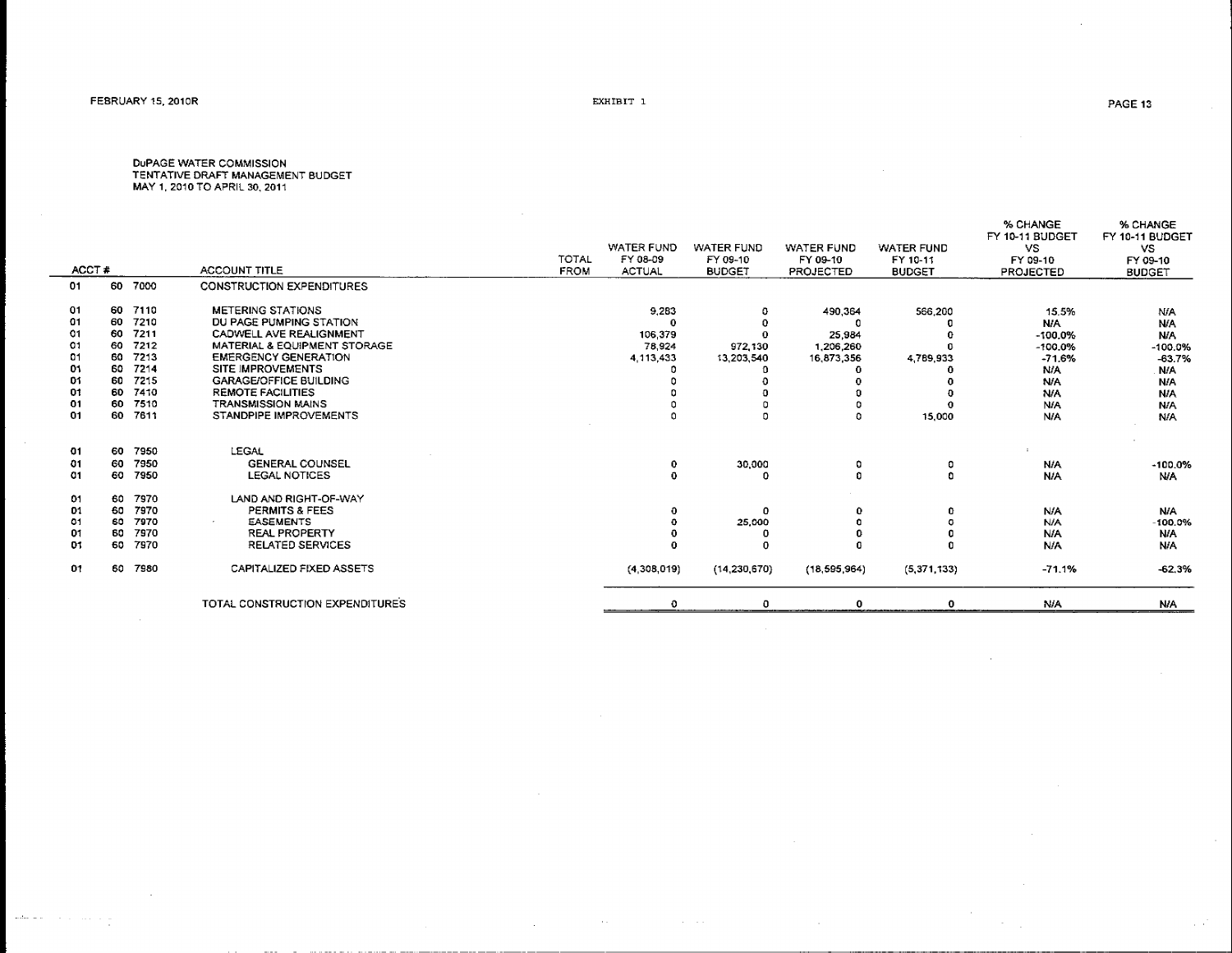DuPAGE WATER COMMISSION
TENTATIVE DRAFT MANAGEMENT BUDGET
MAY 1, 2010 TO APRIL 30, 2011

EXHIBIT 1

| ACCT # | | | ACCOUNT TITLE | TOTAL FROM | WATER FUND FY 08-09 ACTUAL | WATER FUND FY 09-10 BUDGET | WATER FUND FY 09-10 PROJECTED | WATER FUND FY 10-11 BUDGET | % CHANGE FY 10-11 BUDGET VS FY 09-10 PROJECTED | % CHANGE FY 10-11 BUDGET VS FY 09-10 BUDGET |
|---|---|---|---|---|---|---|---|---|---|---|
| 01 | 60 | 7000 | CONSTRUCTION EXPENDITURES | | | | | | | |
| 01 | 60 | 7110 | METERING STATIONS | | 9,283 | 0 | 490,364 | 566,200 | 15.5% | N/A |
| 01 | 60 | 7210 | DU PAGE PUMPING STATION | | 0 | 0 | 0 | 0 | N/A | N/A |
| 01 | 60 | 7211 | CADWELL AVE REALIGNMENT | | 106,379 | 0 | 25,984 | 0 | -100.0% | N/A |
| 01 | 60 | 7212 | MATERIAL & EQUIPMENT STORAGE | | 78,924 | 972,130 | 1,206,260 | 0 | -100.0% | -100.0% |
| 01 | 60 | 7213 | EMERGENCY GENERATION | | 4,113,433 | 13,203,540 | 16,873,356 | 4,789,933 | -71.6% | -63.7% |
| 01 | 60 | 7214 | SITE IMPROVEMENTS | | 0 | 0 | 0 | 0 | N/A | N/A |
| 01 | 60 | 7215 | GARAGE/OFFICE BUILDING | | 0 | 0 | 0 | 0 | N/A | N/A |
| 01 | 60 | 7410 | REMOTE FACILITIES | | 0 | 0 | 0 | 0 | N/A | N/A |
| 01 | 60 | 7510 | TRANSMISSION MAINS | | 0 | 0 | 0 | 0 | N/A | N/A |
| 01 | 60 | 7611 | STANDPIPE IMPROVEMENTS | | 0 | 0 | 0 | 15,000 | N/A | N/A |
| 01 | 60 | 7950 | LEGAL | | | | | | | |
| 01 | 60 | 7950 | GENERAL COUNSEL | | 0 | 30,000 | 0 | 0 | N/A | -100.0% |
| 01 | 60 | 7950 | LEGAL NOTICES | | 0 | 0 | 0 | 0 | N/A | N/A |
| 01 | 60 | 7970 | LAND AND RIGHT-OF-WAY | | | | | | | |
| 01 | 60 | 7970 | PERMITS & FEES | | 0 | 0 | 0 | 0 | N/A | N/A |
| 01 | 60 | 7970 | EASEMENTS | | 0 | 25,000 | 0 | 0 | N/A | -100.0% |
| 01 | 60 | 7970 | REAL PROPERTY | | 0 | 0 | 0 | 0 | N/A | N/A |
| 01 | 60 | 7970 | RELATED SERVICES | | 0 | 0 | 0 | 0 | N/A | N/A |
| 01 | 60 | 7980 | CAPITALIZED FIXED ASSETS | | (4,308,019) | (14,230,670) | (18,595,964) | (5,371,133) | -71.1% | -62.3% |
| | | | TOTAL CONSTRUCTION EXPENDITURES | | 0 | 0 | 0 | 0 | N/A | N/A |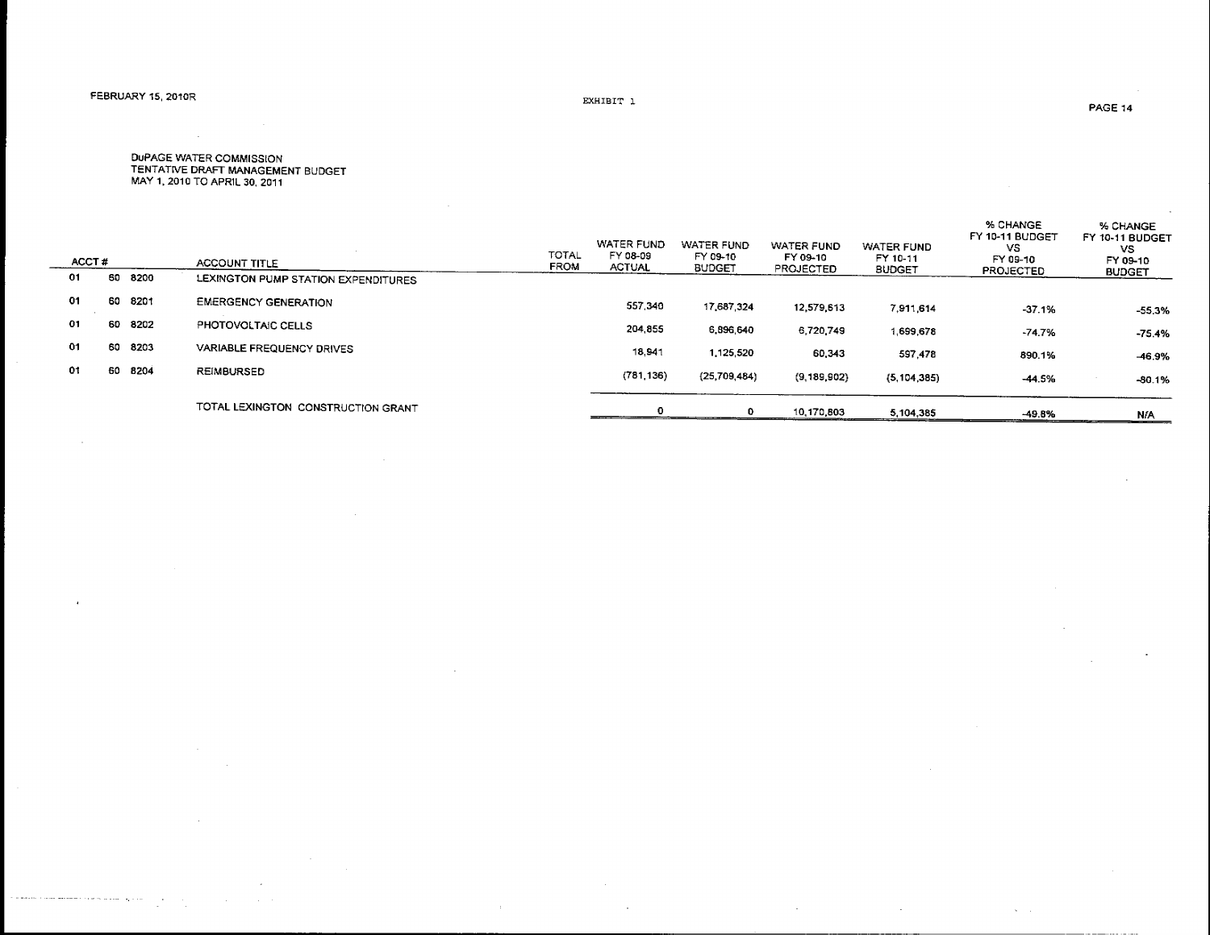FEBRUARY 15, 2010R

EXHIBIT 1

DuPAGE WATER COMMISSION
TENTATIVE DRAFT MANAGEMENT BUDGET
MAY 1, 2010 TO APRIL 30, 2011

| ACCT # | | | ACCOUNT TITLE | TOTAL FROM | WATER FUND FY 08-09 ACTUAL | WATER FUND FY 09-10 BUDGET | WATER FUND FY 09-10 PROJECTED | WATER FUND FY 10-11 BUDGET | % CHANGE FY 10-11 BUDGET VS FY 09-10 PROJECTED | % CHANGE FY 10-11 BUDGET VS FY 09-10 BUDGET |
|---|---|---|---|---|---|---|---|---|---|---|
| 01 | 60 | 8200 | LEXINGTON PUMP STATION EXPENDITURES | | | | | | | |
| 01 | 60 | 8201 | EMERGENCY GENERATION | | 557,340 | 17,687,324 | 12,579,613 | 7,911,614 | -37.1% | -55.3% |
| 01 | 60 | 8202 | PHOTOVOLTAIC CELLS | | 204,855 | 6,896,640 | 6,720,749 | 1,699,678 | -74.7% | -75.4% |
| 01 | 60 | 8203 | VARIABLE FREQUENCY DRIVES | | 18,941 | 1,125,520 | 60,343 | 597,478 | 890.1% | -46.9% |
| 01 | 60 | 8204 | REIMBURSED | | (781,136) | (25,709,484) | (9,189,902) | (5,104,385) | -44.5% | -80.1% |
| | | | TOTAL LEXINGTON CONSTRUCTION GRANT | | 0 | 0 | 10,170,803 | 5,104,385 | -49.8% | N/A |